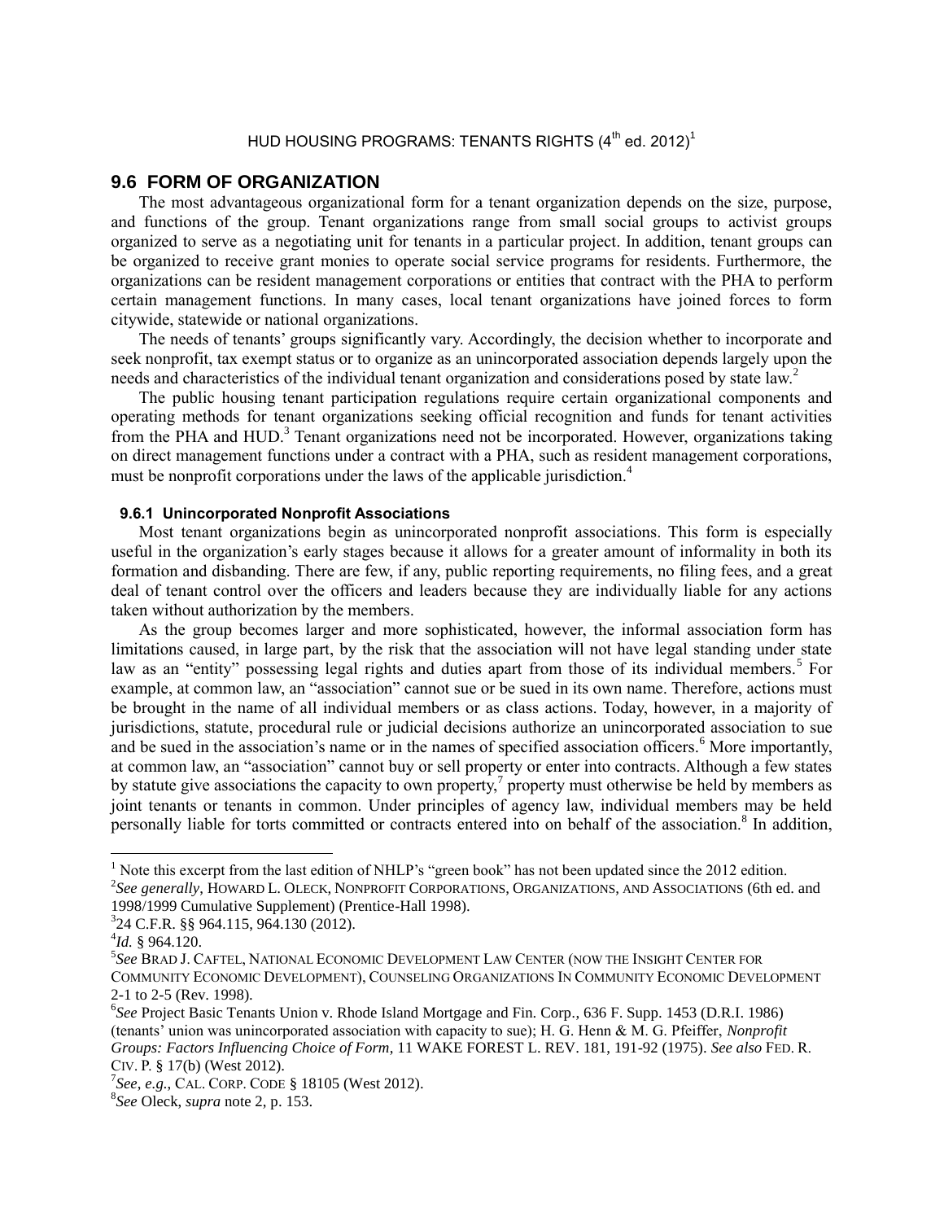HUD HOUSING PROGRAMS: TENANTS RIGHTS (4th ed. 2012)[1]

## 9.6 FORM OF ORGANIZATION

The most advantageous organizational form for a tenant organization depends on the size, purpose, and functions of the group. Tenant organizations range from small social groups to activist groups organized to serve as a negotiating unit for tenants in a particular project. In addition, tenant groups can be organized to receive grant monies to operate social service programs for residents. Furthermore, the organizations can be resident management corporations or entities that contract with the PHA to perform certain management functions. In many cases, local tenant organizations have joined forces to form citywide, statewide or national organizations.

The needs of tenants' groups significantly vary. Accordingly, the decision whether to incorporate and seek nonprofit, tax exempt status or to organize as an unincorporated association depends largely upon the needs and characteristics of the individual tenant organization and considerations posed by state law.[2]

The public housing tenant participation regulations require certain organizational components and operating methods for tenant organizations seeking official recognition and funds for tenant activities from the PHA and HUD.[3] Tenant organizations need not be incorporated. However, organizations taking on direct management functions under a contract with a PHA, such as resident management corporations, must be nonprofit corporations under the laws of the applicable jurisdiction.[4]

### 9.6.1 Unincorporated Nonprofit Associations

Most tenant organizations begin as unincorporated nonprofit associations. This form is especially useful in the organization's early stages because it allows for a greater amount of informality in both its formation and disbanding. There are few, if any, public reporting requirements, no filing fees, and a great deal of tenant control over the officers and leaders because they are individually liable for any actions taken without authorization by the members.

As the group becomes larger and more sophisticated, however, the informal association form has limitations caused, in large part, by the risk that the association will not have legal standing under state law as an "entity" possessing legal rights and duties apart from those of its individual members.[5] For example, at common law, an "association" cannot sue or be sued in its own name. Therefore, actions must be brought in the name of all individual members or as class actions. Today, however, in a majority of jurisdictions, statute, procedural rule or judicial decisions authorize an unincorporated association to sue and be sued in the association's name or in the names of specified association officers.[6] More importantly, at common law, an "association" cannot buy or sell property or enter into contracts. Although a few states by statute give associations the capacity to own property,[7] property must otherwise be held by members as joint tenants or tenants in common. Under principles of agency law, individual members may be held personally liable for torts committed or contracts entered into on behalf of the association.[8] In addition,

---

[1] Note this excerpt from the last edition of NHLP's "green book" has not been updated since the 2012 edition.

[2] *See generally*, HOWARD L. OLECK, NONPROFIT CORPORATIONS, ORGANIZATIONS, AND ASSOCIATIONS (6th ed. and 1998/1999 Cumulative Supplement) (Prentice-Hall 1998).

[3] 24 C.F.R. §§ 964.115, 964.130 (2012).

[4] *Id.* § 964.120.

[5] *See* BRAD J. CAFTEL, NATIONAL ECONOMIC DEVELOPMENT LAW CENTER (NOW THE INSIGHT CENTER FOR COMMUNITY ECONOMIC DEVELOPMENT), COUNSELING ORGANIZATIONS IN COMMUNITY ECONOMIC DEVELOPMENT 2-1 to 2-5 (Rev. 1998).

[6] *See* Project Basic Tenants Union v. Rhode Island Mortgage and Fin. Corp., 636 F. Supp. 1453 (D.R.I. 1986) (tenants' union was unincorporated association with capacity to sue); H. G. Henn & M. G. Pfeiffer, *Nonprofit Groups: Factors Influencing Choice of Form*, 11 WAKE FOREST L. REV. 181, 191-92 (1975). *See also* FED. R. CIV. P. § 17(b) (West 2012).

[7] *See, e.g.*, CAL. CORP. CODE § 18105 (West 2012).

[8] *See* Oleck, *supra* note 2, p. 153.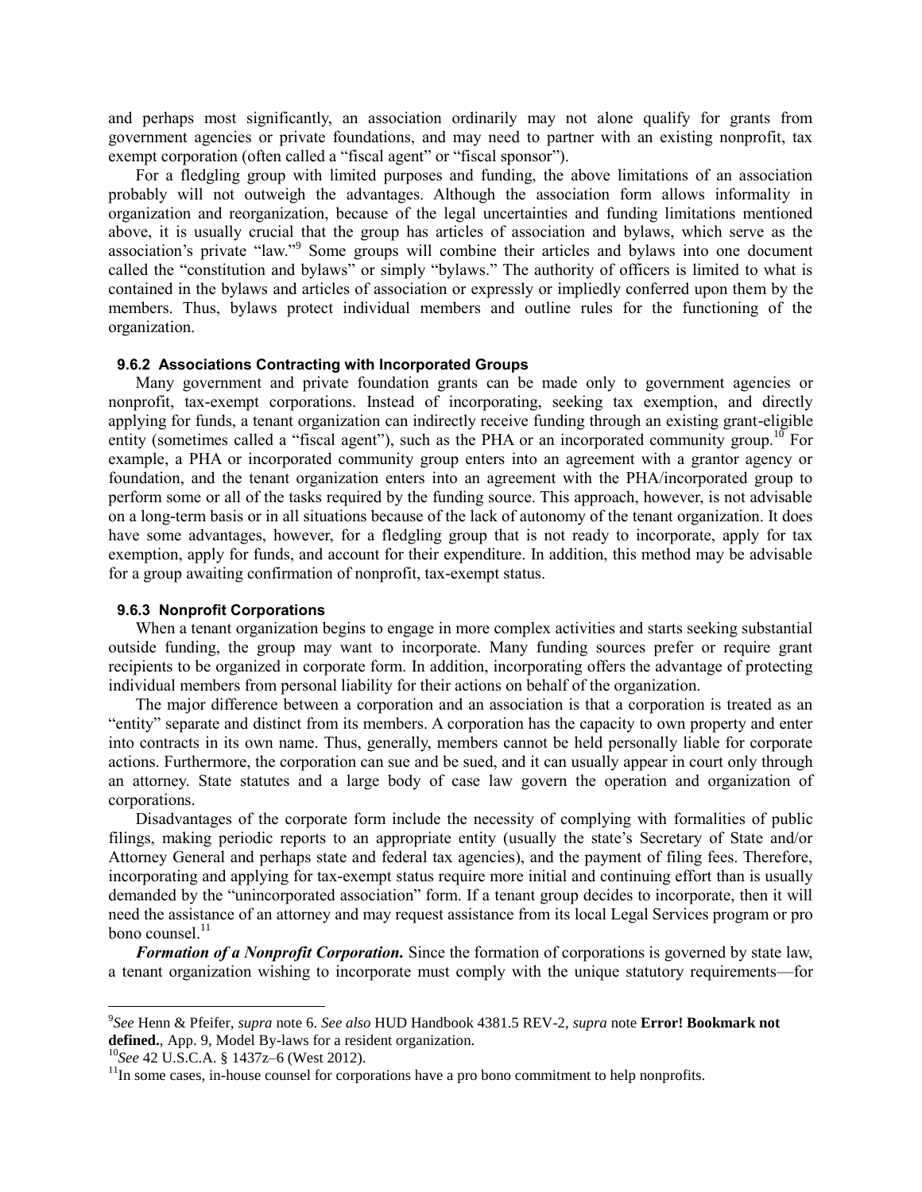and perhaps most significantly, an association ordinarily may not alone qualify for grants from government agencies or private foundations, and may need to partner with an existing nonprofit, tax exempt corporation (often called a "fiscal agent" or "fiscal sponsor").

For a fledgling group with limited purposes and funding, the above limitations of an association probably will not outweigh the advantages. Although the association form allows informality in organization and reorganization, because of the legal uncertainties and funding limitations mentioned above, it is usually crucial that the group has articles of association and bylaws, which serve as the association's private "law."[9] Some groups will combine their articles and bylaws into one document called the "constitution and bylaws" or simply "bylaws." The authority of officers is limited to what is contained in the bylaws and articles of association or expressly or impliedly conferred upon them by the members. Thus, bylaws protect individual members and outline rules for the functioning of the organization.

### 9.6.2 Associations Contracting with Incorporated Groups

Many government and private foundation grants can be made only to government agencies or nonprofit, tax-exempt corporations. Instead of incorporating, seeking tax exemption, and directly applying for funds, a tenant organization can indirectly receive funding through an existing grant-eligible entity (sometimes called a "fiscal agent"), such as the PHA or an incorporated community group.[10] For example, a PHA or incorporated community group enters into an agreement with a grantor agency or foundation, and the tenant organization enters into an agreement with the PHA/incorporated group to perform some or all of the tasks required by the funding source. This approach, however, is not advisable on a long-term basis or in all situations because of the lack of autonomy of the tenant organization. It does have some advantages, however, for a fledgling group that is not ready to incorporate, apply for tax exemption, apply for funds, and account for their expenditure. In addition, this method may be advisable for a group awaiting confirmation of nonprofit, tax-exempt status.

### 9.6.3 Nonprofit Corporations

When a tenant organization begins to engage in more complex activities and starts seeking substantial outside funding, the group may want to incorporate. Many funding sources prefer or require grant recipients to be organized in corporate form. In addition, incorporating offers the advantage of protecting individual members from personal liability for their actions on behalf of the organization.

The major difference between a corporation and an association is that a corporation is treated as an "entity" separate and distinct from its members. A corporation has the capacity to own property and enter into contracts in its own name. Thus, generally, members cannot be held personally liable for corporate actions. Furthermore, the corporation can sue and be sued, and it can usually appear in court only through an attorney. State statutes and a large body of case law govern the operation and organization of corporations.

Disadvantages of the corporate form include the necessity of complying with formalities of public filings, making periodic reports to an appropriate entity (usually the state's Secretary of State and/or Attorney General and perhaps state and federal tax agencies), and the payment of filing fees. Therefore, incorporating and applying for tax-exempt status require more initial and continuing effort than is usually demanded by the "unincorporated association" form. If a tenant group decides to incorporate, then it will need the assistance of an attorney and may request assistance from its local Legal Services program or pro bono counsel.[11]

***Formation of a Nonprofit Corporation.*** Since the formation of corporations is governed by state law, a tenant organization wishing to incorporate must comply with the unique statutory requirements—for

---

[9] *See* Henn & Pfeifer, *supra* note 6. *See also* HUD Handbook 4381.5 REV-2, *supra* note **Error! Bookmark not defined.**, App. 9, Model By-laws for a resident organization.

[10] *See* 42 U.S.C.A. § 1437z–6 (West 2012).

[11] In some cases, in-house counsel for corporations have a pro bono commitment to help nonprofits.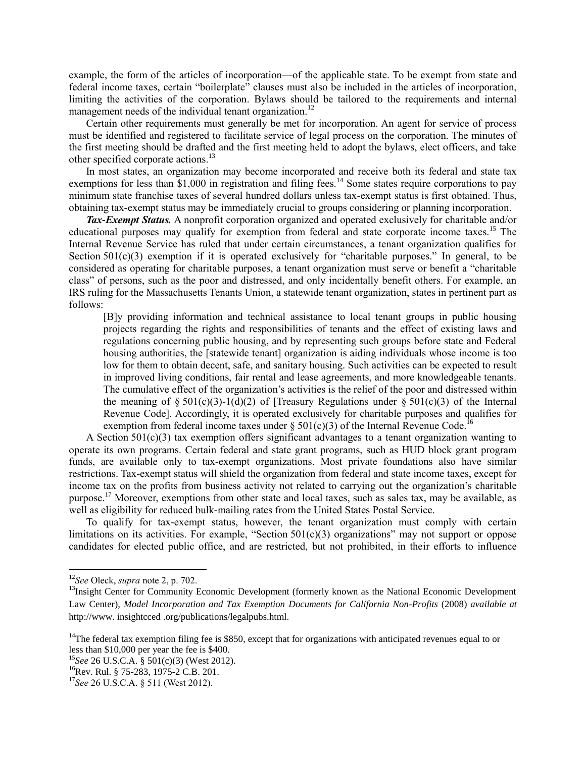example, the form of the articles of incorporation—of the applicable state. To be exempt from state and federal income taxes, certain "boilerplate" clauses must also be included in the articles of incorporation, limiting the activities of the corporation. Bylaws should be tailored to the requirements and internal management needs of the individual tenant organization.[12]

Certain other requirements must generally be met for incorporation. An agent for service of process must be identified and registered to facilitate service of legal process on the corporation. The minutes of the first meeting should be drafted and the first meeting held to adopt the bylaws, elect officers, and take other specified corporate actions.[13]

In most states, an organization may become incorporated and receive both its federal and state tax exemptions for less than $1,000 in registration and filing fees.[14] Some states require corporations to pay minimum state franchise taxes of several hundred dollars unless tax-exempt status is first obtained. Thus, obtaining tax-exempt status may be immediately crucial to groups considering or planning incorporation.

***Tax-Exempt Status.*** A nonprofit corporation organized and operated exclusively for charitable and/or educational purposes may qualify for exemption from federal and state corporate income taxes.[15] The Internal Revenue Service has ruled that under certain circumstances, a tenant organization qualifies for Section 501(c)(3) exemption if it is operated exclusively for "charitable purposes." In general, to be considered as operating for charitable purposes, a tenant organization must serve or benefit a "charitable class" of persons, such as the poor and distressed, and only incidentally benefit others. For example, an IRS ruling for the Massachusetts Tenants Union, a statewide tenant organization, states in pertinent part as follows:

> [B]y providing information and technical assistance to local tenant groups in public housing projects regarding the rights and responsibilities of tenants and the effect of existing laws and regulations concerning public housing, and by representing such groups before state and Federal housing authorities, the [statewide tenant] organization is aiding individuals whose income is too low for them to obtain decent, safe, and sanitary housing. Such activities can be expected to result in improved living conditions, fair rental and lease agreements, and more knowledgeable tenants. The cumulative effect of the organization's activities is the relief of the poor and distressed within the meaning of § 501(c)(3)-1(d)(2) of [Treasury Regulations under § 501(c)(3) of the Internal Revenue Code]. Accordingly, it is operated exclusively for charitable purposes and qualifies for exemption from federal income taxes under § 501(c)(3) of the Internal Revenue Code.[16]

A Section 501(c)(3) tax exemption offers significant advantages to a tenant organization wanting to operate its own programs. Certain federal and state grant programs, such as HUD block grant program funds, are available only to tax-exempt organizations. Most private foundations also have similar restrictions. Tax-exempt status will shield the organization from federal and state income taxes, except for income tax on the profits from business activity not related to carrying out the organization's charitable purpose.[17] Moreover, exemptions from other state and local taxes, such as sales tax, may be available, as well as eligibility for reduced bulk-mailing rates from the United States Postal Service.

To qualify for tax-exempt status, however, the tenant organization must comply with certain limitations on its activities. For example, "Section 501(c)(3) organizations" may not support or oppose candidates for elected public office, and are restricted, but not prohibited, in their efforts to influence

---

[12] *See* Oleck, *supra* note 2, p. 702.

[13] Insight Center for Community Economic Development (formerly known as the National Economic Development Law Center), *Model Incorporation and Tax Exemption Documents for California Non-Profits* (2008) *available at* http://www. insightcced .org/publications/legalpubs.html.

[14] The federal tax exemption filing fee is $850, except that for organizations with anticipated revenues equal to or less than $10,000 per year the fee is $400.

[15] *See* 26 U.S.C.A. § 501(c)(3) (West 2012).

[16] Rev. Rul. § 75-283, 1975-2 C.B. 201.

[17] *See* 26 U.S.C.A. § 511 (West 2012).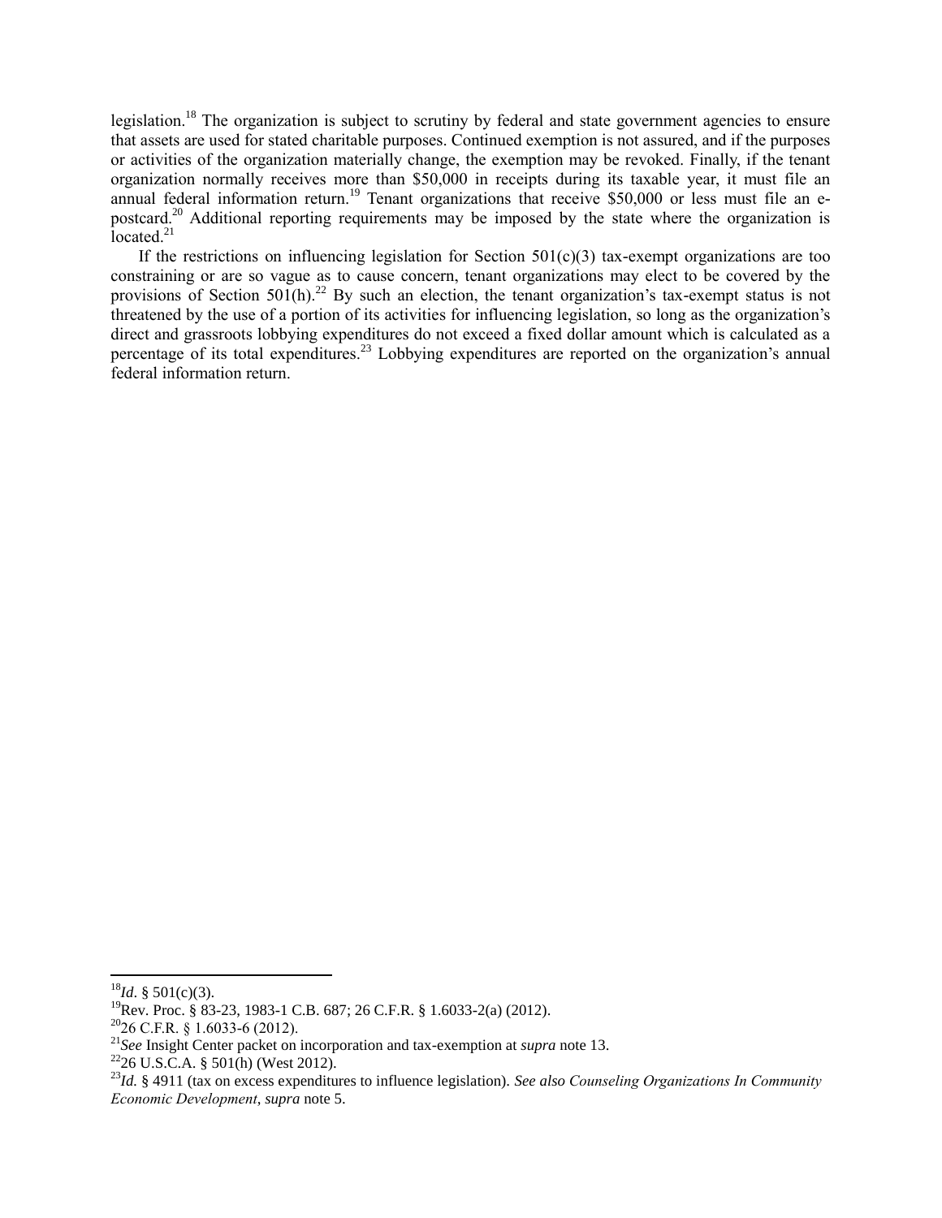legislation.[18] The organization is subject to scrutiny by federal and state government agencies to ensure that assets are used for stated charitable purposes. Continued exemption is not assured, and if the purposes or activities of the organization materially change, the exemption may be revoked. Finally, if the tenant organization normally receives more than $50,000 in receipts during its taxable year, it must file an annual federal information return.[19] Tenant organizations that receive $50,000 or less must file an e-postcard.[20] Additional reporting requirements may be imposed by the state where the organization is located.[21]

If the restrictions on influencing legislation for Section 501(c)(3) tax-exempt organizations are too constraining or are so vague as to cause concern, tenant organizations may elect to be covered by the provisions of Section 501(h).[22] By such an election, the tenant organization's tax-exempt status is not threatened by the use of a portion of its activities for influencing legislation, so long as the organization's direct and grassroots lobbying expenditures do not exceed a fixed dollar amount which is calculated as a percentage of its total expenditures.[23] Lobbying expenditures are reported on the organization's annual federal information return.

---

[18] *Id*. § 501(c)(3).

[19] Rev. Proc. § 83-23, 1983-1 C.B. 687; 26 C.F.R. § 1.6033-2(a) (2012).

[20] 26 C.F.R. § 1.6033-6 (2012).

[21] *See* Insight Center packet on incorporation and tax-exemption at *supra* note 13.

[22] 26 U.S.C.A. § 501(h) (West 2012).

[23] *Id.* § 4911 (tax on excess expenditures to influence legislation). *See also Counseling Organizations In Community Economic Development*, *supra* note 5.